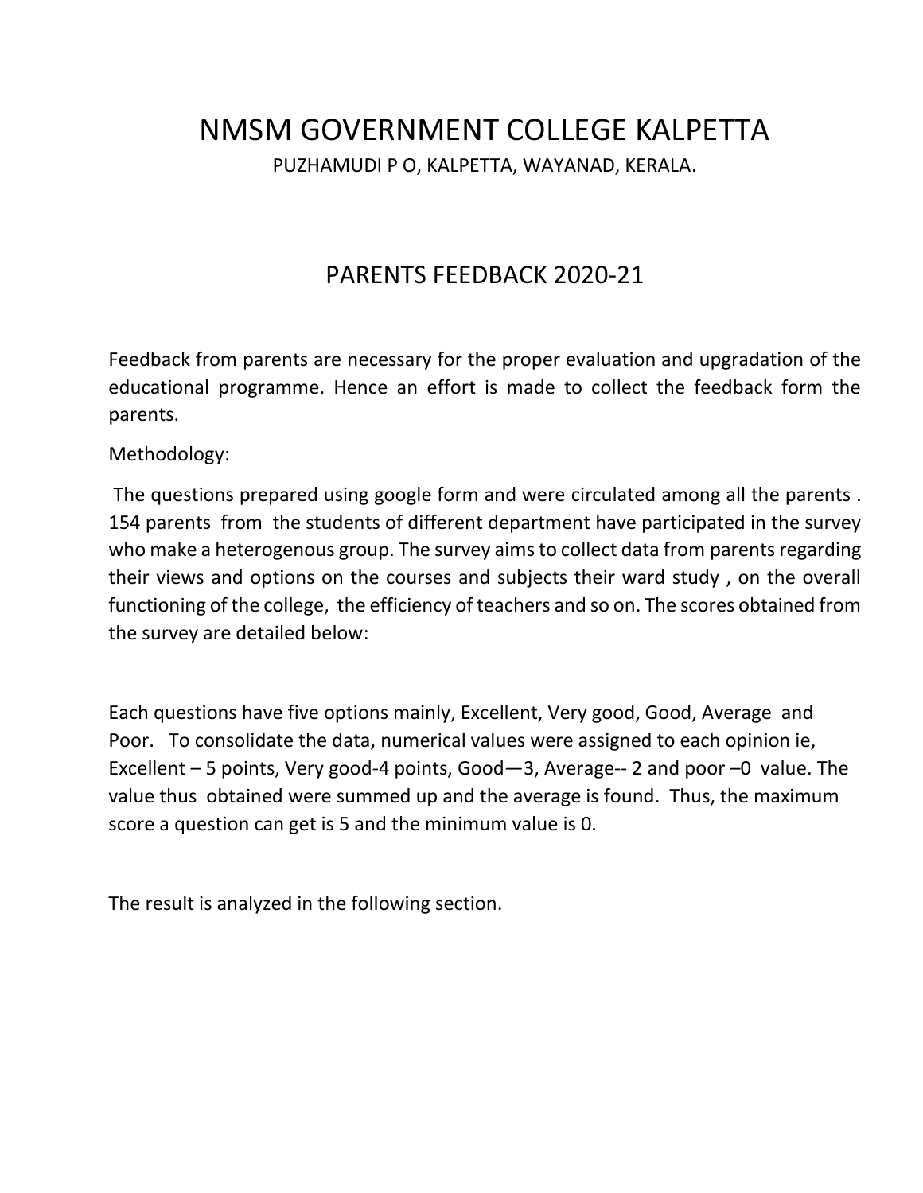# NMSM GOVERNMENT COLLEGE KALPETTA

PUZHAMUDI P O, KALPETTA, WAYANAD, KERALA.

## PARENTS FEEDBACK 2020-21

Feedback from parents are necessary for the proper evaluation and upgradation of the educational programme. Hence an effort is made to collect the feedback form the parents.

Methodology:

The questions prepared using google form and were circulated among all the parents . 154 parents from the students of different department have participated in the survey who make a heterogenous group. The survey aims to collect data from parents regarding their views and options on the courses and subjects their ward study , on the overall functioning of the college, the efficiency of teachers and so on. The scores obtained from the survey are detailed below:

Each questions have five options mainly, Excellent, Very good, Good, Average and Poor. To consolidate the data, numerical values were assigned to each opinion ie, Excellent – 5 points, Very good-4 points, Good—3, Average-- 2 and poor –0 value. The value thus obtained were summed up and the average is found. Thus, the maximum score a question can get is 5 and the minimum value is 0.

The result is analyzed in the following section.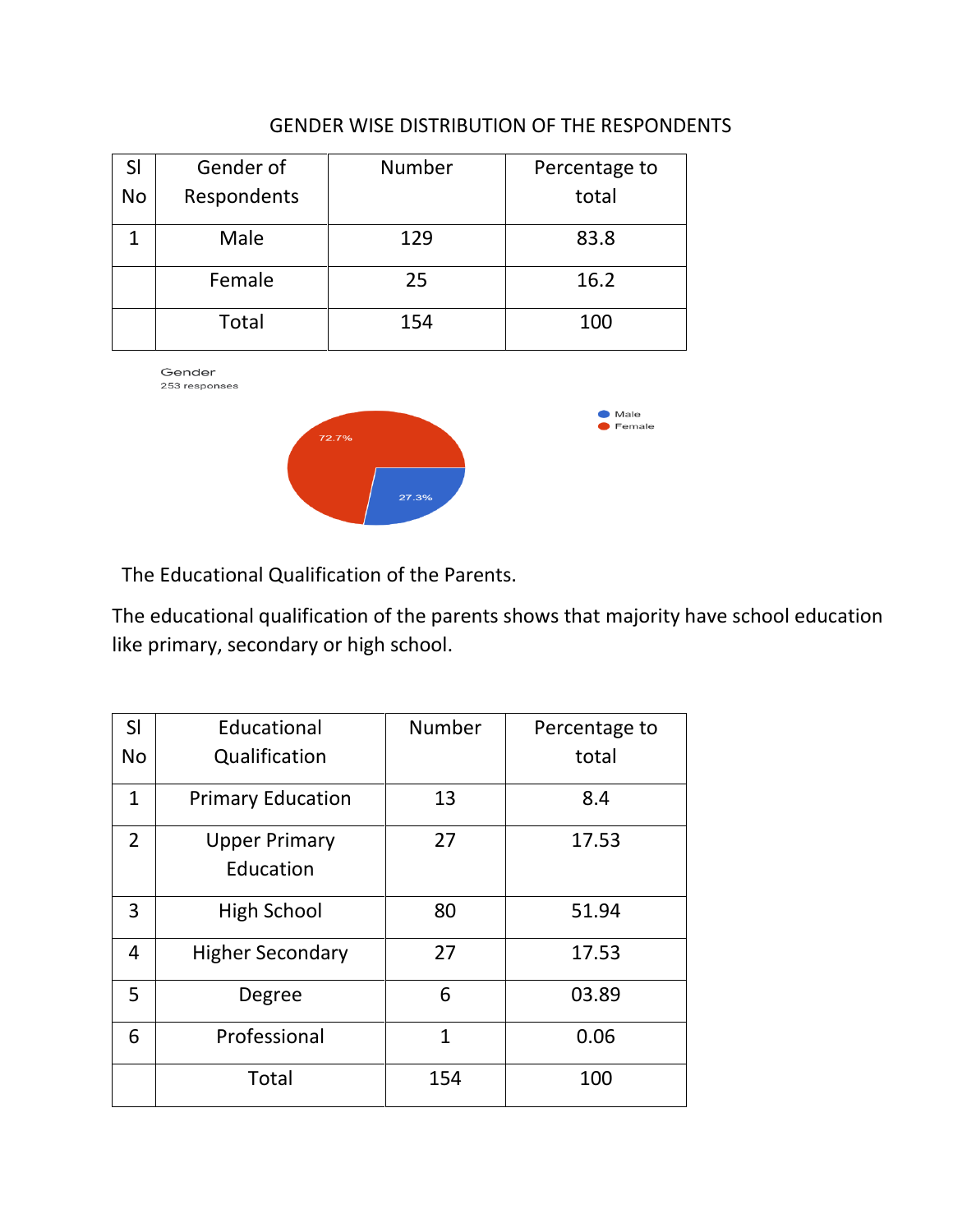GENDER WISE DISTRIBUTION OF THE RESPONDENTS

| Sl No | Gender of Respondents | Number | Percentage to total |
|---|---|---|---|
| 1 | Male | 129 | 83.8 |
| | Female | 25 | 16.2 |
| | Total | 154 | 100 |

Gender
253 responses

Male
Female

72.7%
27.3%

The Educational Qualification of the Parents.

The educational qualification of the parents shows that majority have school education like primary, secondary or high school.

| Sl No | Educational Qualification | Number | Percentage to total |
|---|---|---|---|
| 1 | Primary Education | 13 | 8.4 |
| 2 | Upper Primary Education | 27 | 17.53 |
| 3 | High School | 80 | 51.94 |
| 4 | Higher Secondary | 27 | 17.53 |
| 5 | Degree | 6 | 03.89 |
| 6 | Professional | 1 | 0.06 |
| | Total | 154 | 100 |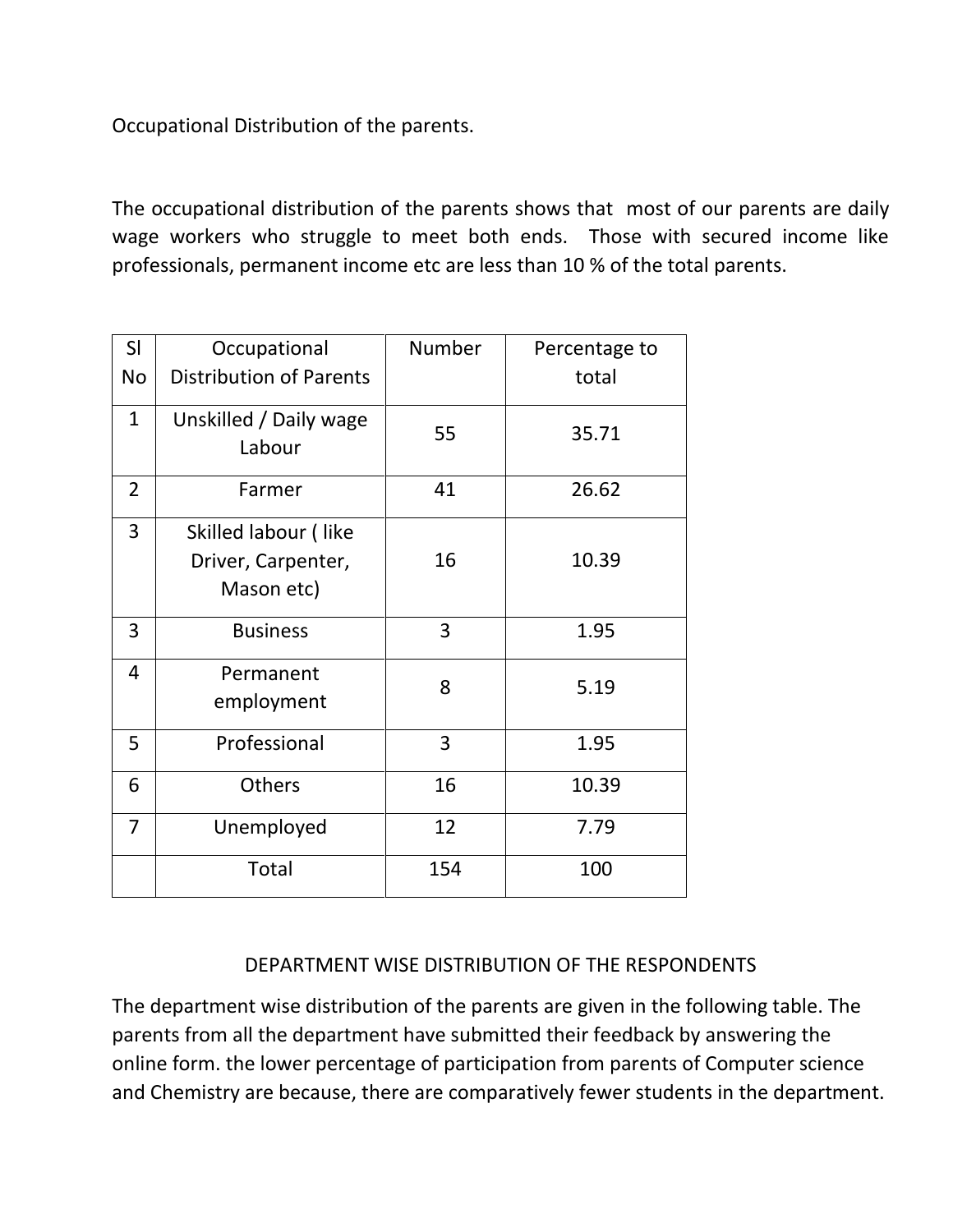Occupational Distribution of the parents.

The occupational distribution of the parents shows that most of our parents are daily wage workers who struggle to meet both ends. Those with secured income like professionals, permanent income etc are less than 10 % of the total parents.

| Sl No | Occupational Distribution of Parents | Number | Percentage to total |
|---|---|---|---|
| 1 | Unskilled / Daily wage Labour | 55 | 35.71 |
| 2 | Farmer | 41 | 26.62 |
| 3 | Skilled labour ( like Driver, Carpenter, Mason etc) | 16 | 10.39 |
| 3 | Business | 3 | 1.95 |
| 4 | Permanent employment | 8 | 5.19 |
| 5 | Professional | 3 | 1.95 |
| 6 | Others | 16 | 10.39 |
| 7 | Unemployed | 12 | 7.79 |
| | Total | 154 | 100 |

## DEPARTMENT WISE DISTRIBUTION OF THE RESPONDENTS

The department wise distribution of the parents are given in the following table. The parents from all the department have submitted their feedback by answering the online form. the lower percentage of participation from parents of Computer science and Chemistry are because, there are comparatively fewer students in the department.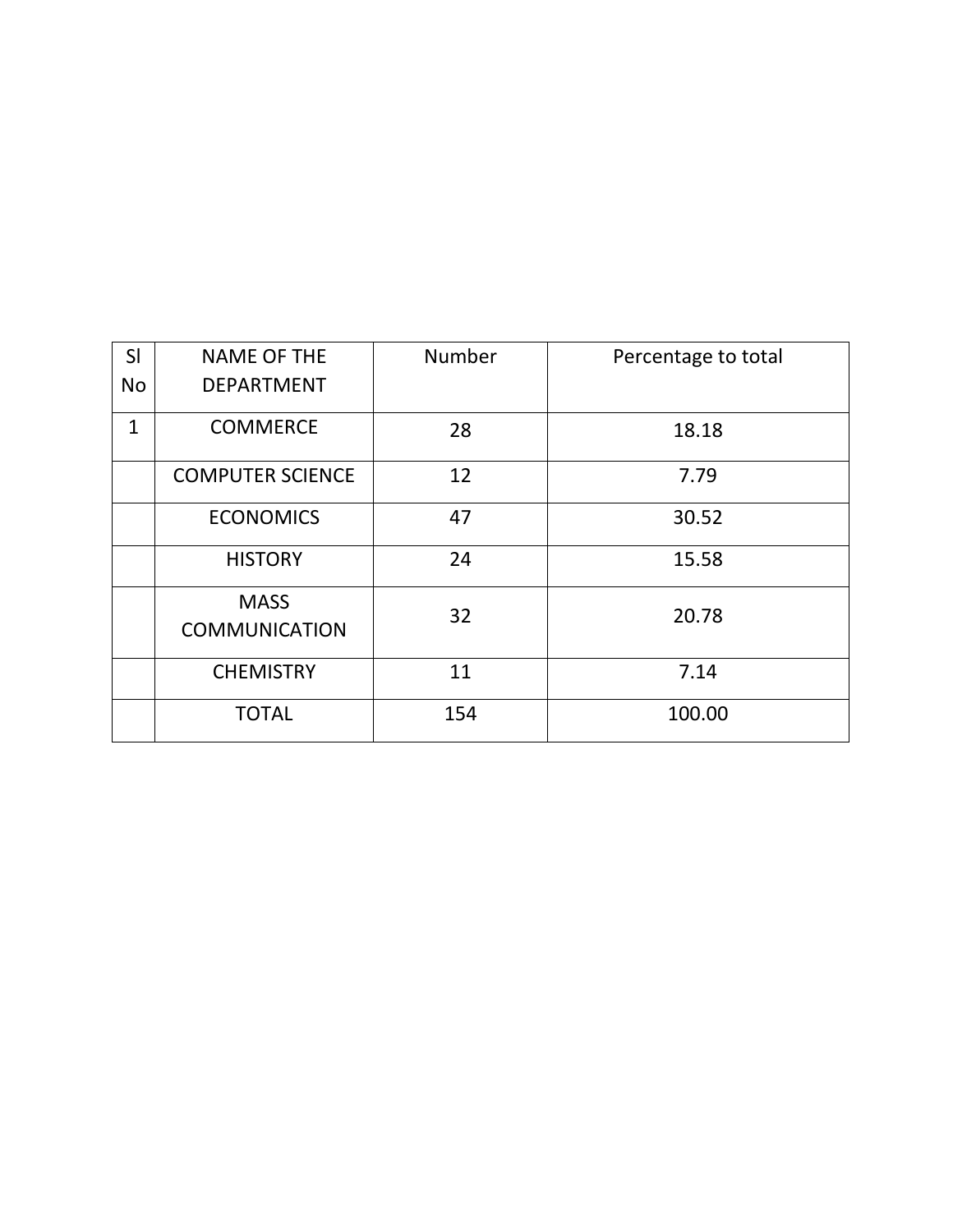| Sl No | NAME OF THE DEPARTMENT | Number | Percentage to total |
|---|---|---|---|
| 1 | COMMERCE | 28 | 18.18 |
| | COMPUTER SCIENCE | 12 | 7.79 |
| | ECONOMICS | 47 | 30.52 |
| | HISTORY | 24 | 15.58 |
| | MASS COMMUNICATION | 32 | 20.78 |
| | CHEMISTRY | 11 | 7.14 |
| | TOTAL | 154 | 100.00 |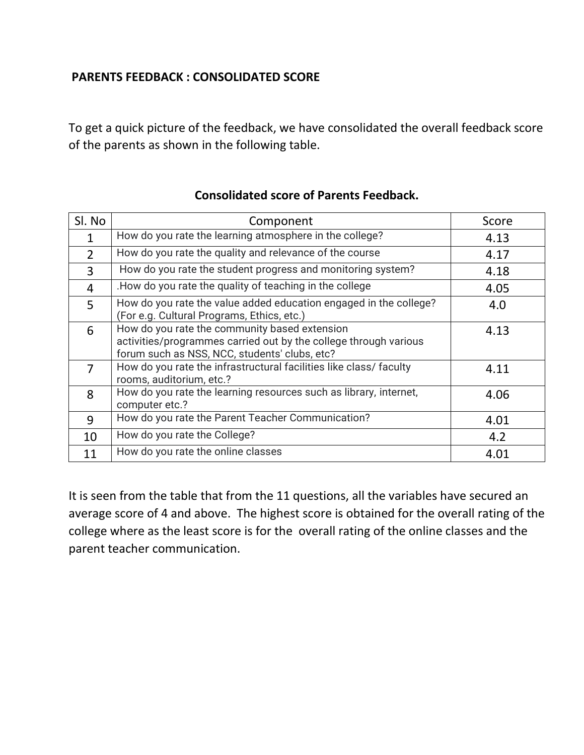## PARENTS FEEDBACK : CONSOLIDATED SCORE

To get a quick picture of the feedback, we have consolidated the overall feedback score of the parents as shown in the following table.

**Consolidated score of Parents Feedback.**

| Sl. No | Component | Score |
|---|---|---|
| 1 | How do you rate the learning atmosphere in the college? | 4.13 |
| 2 | How do you rate the quality and relevance of the course | 4.17 |
| 3 | How do you rate the student progress and monitoring system? | 4.18 |
| 4 | .How do you rate the quality of teaching in the college | 4.05 |
| 5 | How do you rate the value added education engaged in the college? (For e.g. Cultural Programs, Ethics, etc.) | 4.0 |
| 6 | How do you rate the community based extension activities/programmes carried out by the college through various forum such as NSS, NCC, students' clubs, etc? | 4.13 |
| 7 | How do you rate the infrastructural facilities like class/ faculty rooms, auditorium, etc.? | 4.11 |
| 8 | How do you rate the learning resources such as library, internet, computer etc.? | 4.06 |
| 9 | How do you rate the Parent Teacher Communication? | 4.01 |
| 10 | How do you rate the College? | 4.2 |
| 11 | How do you rate the online classes | 4.01 |

It is seen from the table that from the 11 questions, all the variables have secured an average score of 4 and above. The highest score is obtained for the overall rating of the college where as the least score is for the overall rating of the online classes and the parent teacher communication.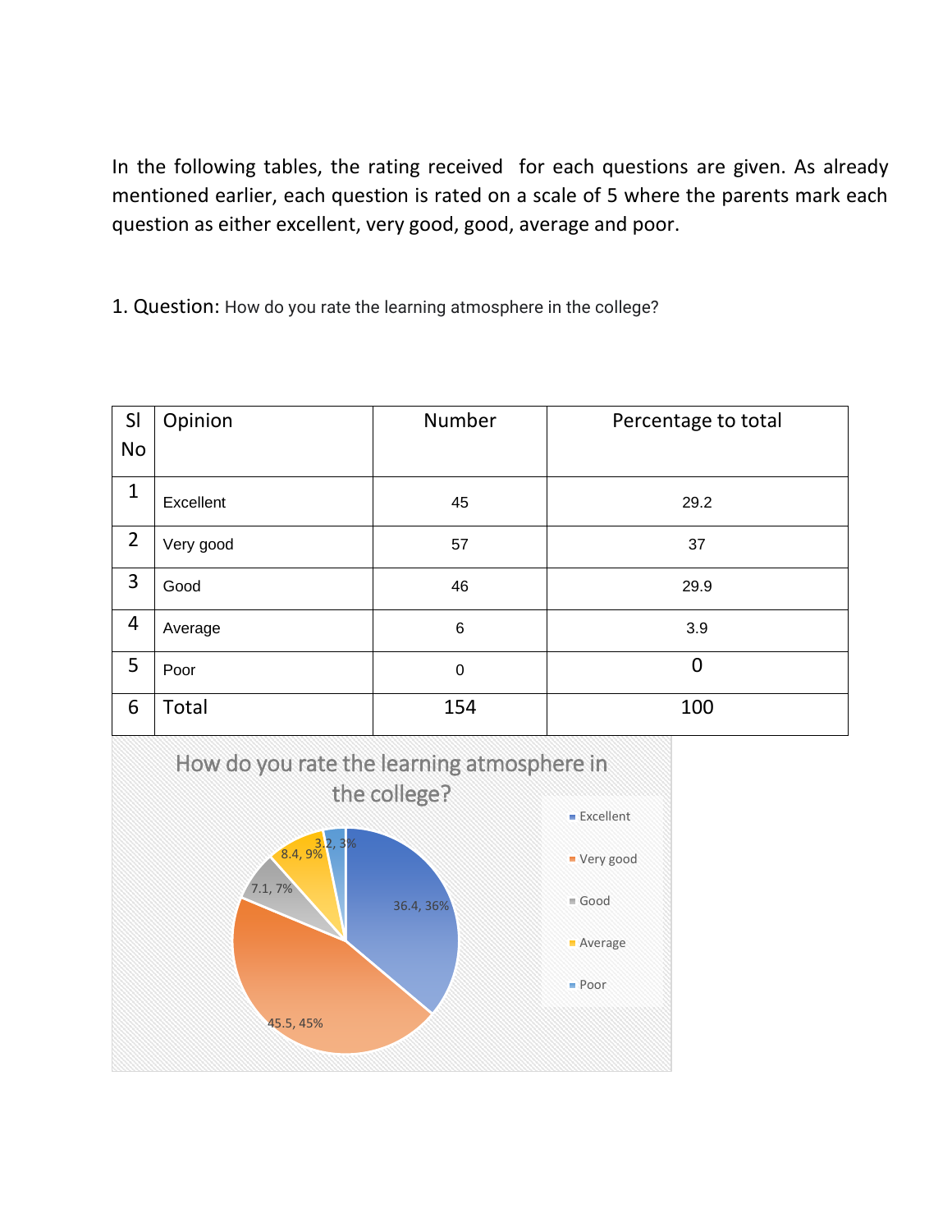In the following tables, the rating received  for each questions are given. As already mentioned earlier, each question is rated on a scale of 5 where the parents mark each question as either excellent, very good, good, average and poor.

1. Question: How do you rate the learning atmosphere in the college?

| Sl No | Opinion | Number | Percentage to total |
|---|---|---|---|
| 1 | Excellent | 45 | 29.2 |
| 2 | Very good | 57 | 37 |
| 3 | Good | 46 | 29.9 |
| 4 | Average | 6 | 3.9 |
| 5 | Poor | 0 | 0 |
| 6 | Total | 154 | 100 |

How do you rate the learning atmosphere in the college?

- Excellent: 36.4, 36%
- Very good: 45.5, 45%
- Good: 7.1, 7%
- Average: 8.4, 9%
- Poor: 3.2, 3%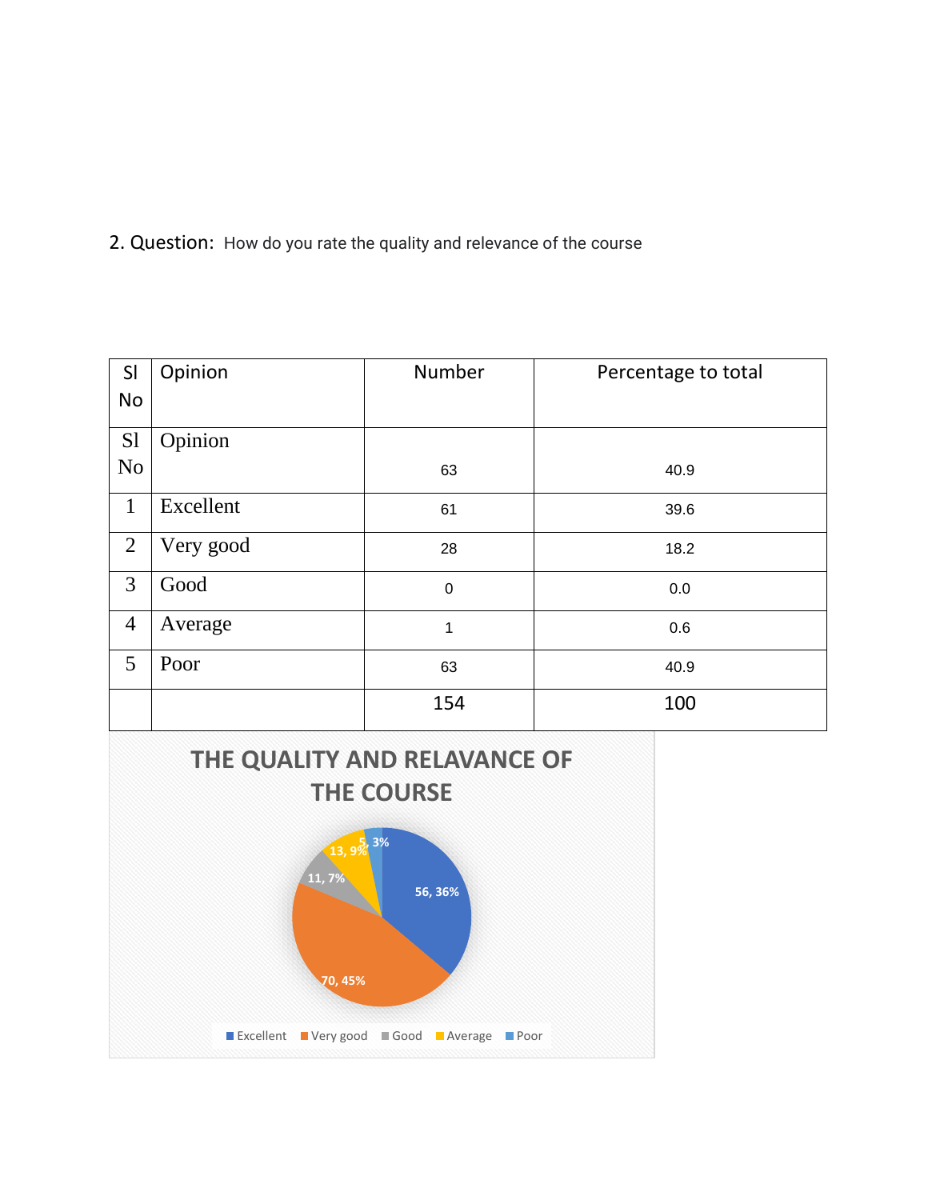2. Question: How do you rate the quality and relevance of the course

| Sl No | Opinion | Number | Percentage to total |
|---|---|---|---|
| Sl No | Opinion | 63 | 40.9 |
| 1 | Excellent | 61 | 39.6 |
| 2 | Very good | 28 | 18.2 |
| 3 | Good | 0 | 0.0 |
| 4 | Average | 1 | 0.6 |
| 5 | Poor | 63 | 40.9 |
| | | 154 | 100 |

THE QUALITY AND RELAVANCE OF THE COURSE

56, 36%
70, 45%
11, 7%
13, 9%
5, 3%

Excellent Very good Good Average Poor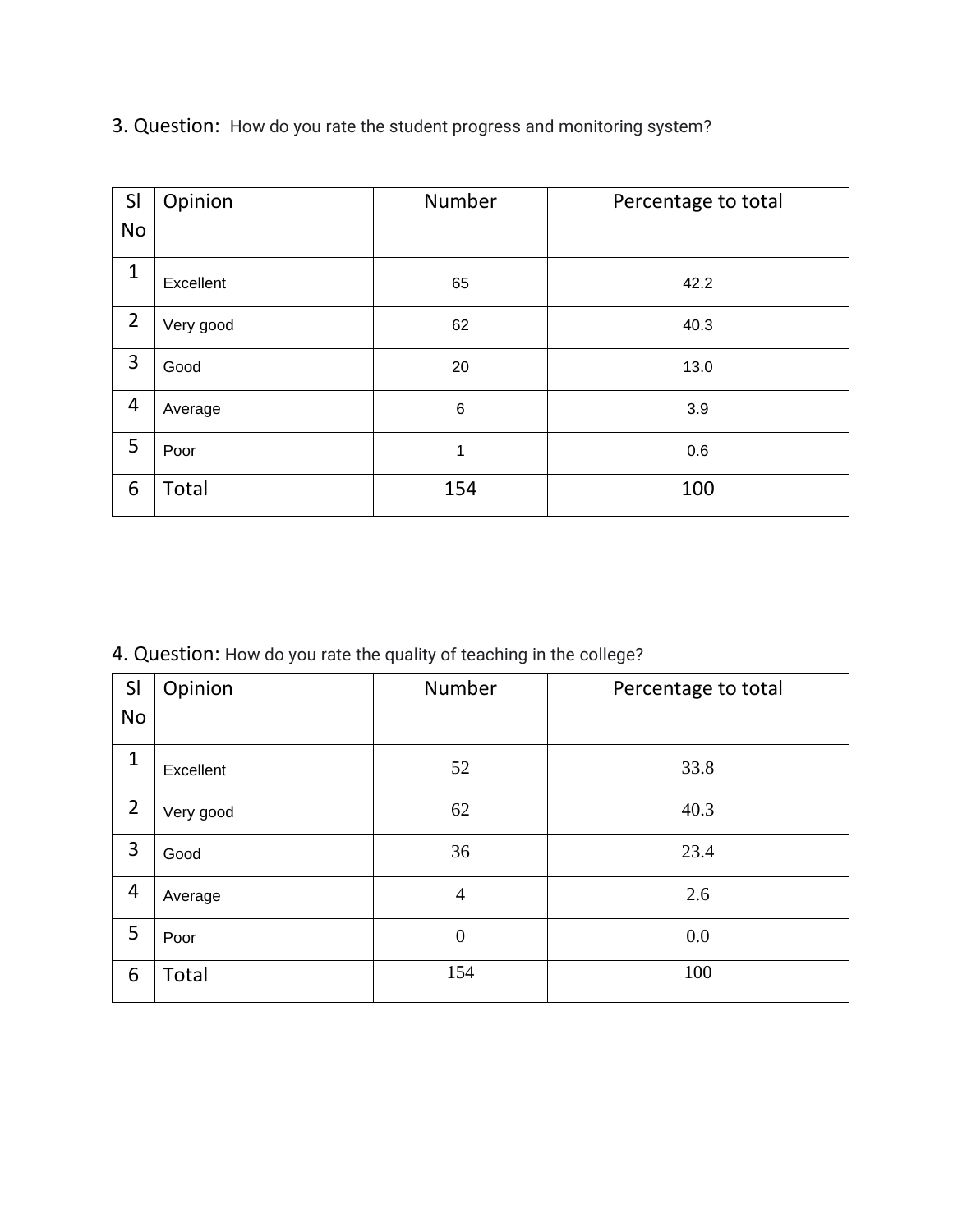3. Question: How do you rate the student progress and monitoring system?

| Sl No | Opinion | Number | Percentage to total |
|---|---|---|---|
| 1 | Excellent | 65 | 42.2 |
| 2 | Very good | 62 | 40.3 |
| 3 | Good | 20 | 13.0 |
| 4 | Average | 6 | 3.9 |
| 5 | Poor | 1 | 0.6 |
| 6 | Total | 154 | 100 |

4. Question: How do you rate the quality of teaching in the college?

| Sl No | Opinion | Number | Percentage to total |
|---|---|---|---|
| 1 | Excellent | 52 | 33.8 |
| 2 | Very good | 62 | 40.3 |
| 3 | Good | 36 | 23.4 |
| 4 | Average | 4 | 2.6 |
| 5 | Poor | 0 | 0.0 |
| 6 | Total | 154 | 100 |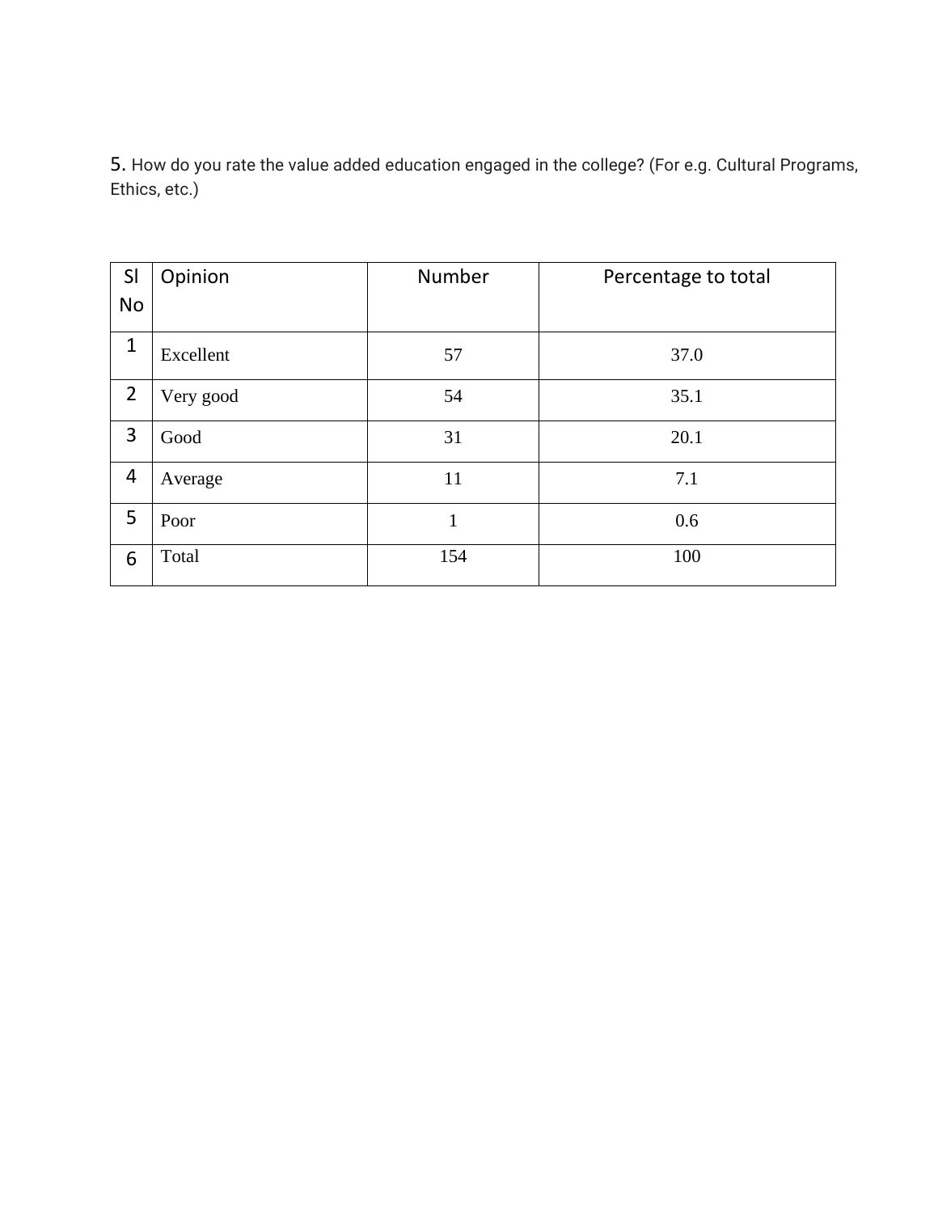5. How do you rate the value added education engaged in the college? (For e.g. Cultural Programs, Ethics, etc.)

| Sl No | Opinion | Number | Percentage to total |
|---|---|---|---|
| 1 | Excellent | 57 | 37.0 |
| 2 | Very good | 54 | 35.1 |
| 3 | Good | 31 | 20.1 |
| 4 | Average | 11 | 7.1 |
| 5 | Poor | 1 | 0.6 |
| 6 | Total | 154 | 100 |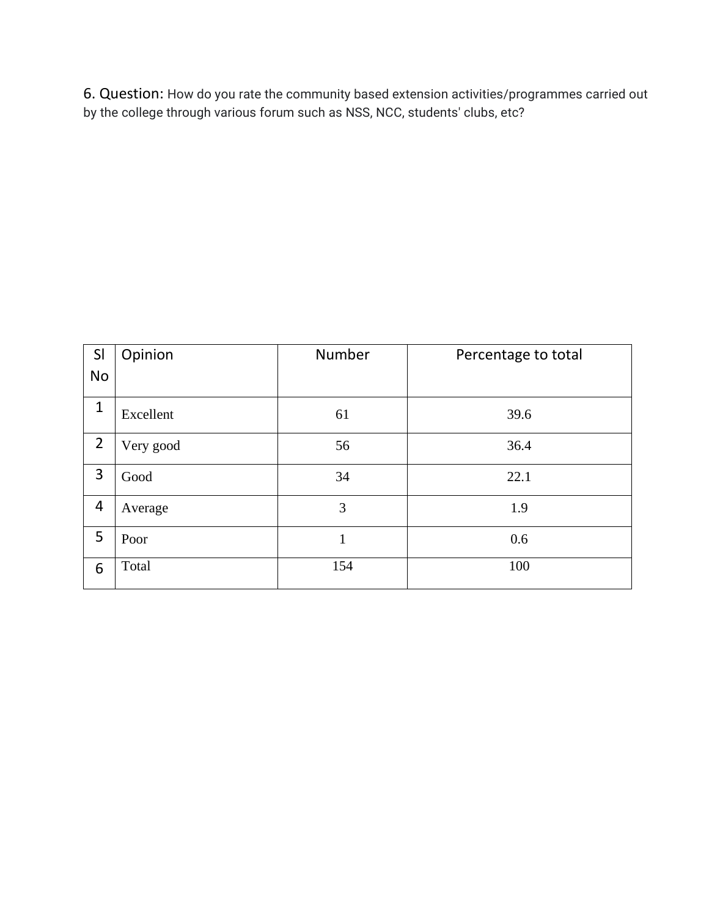6. Question: How do you rate the community based extension activities/programmes carried out by the college through various forum such as NSS, NCC, students' clubs, etc?

| Sl No | Opinion | Number | Percentage to total |
|---|---|---|---|
| 1 | Excellent | 61 | 39.6 |
| 2 | Very good | 56 | 36.4 |
| 3 | Good | 34 | 22.1 |
| 4 | Average | 3 | 1.9 |
| 5 | Poor | 1 | 0.6 |
| 6 | Total | 154 | 100 |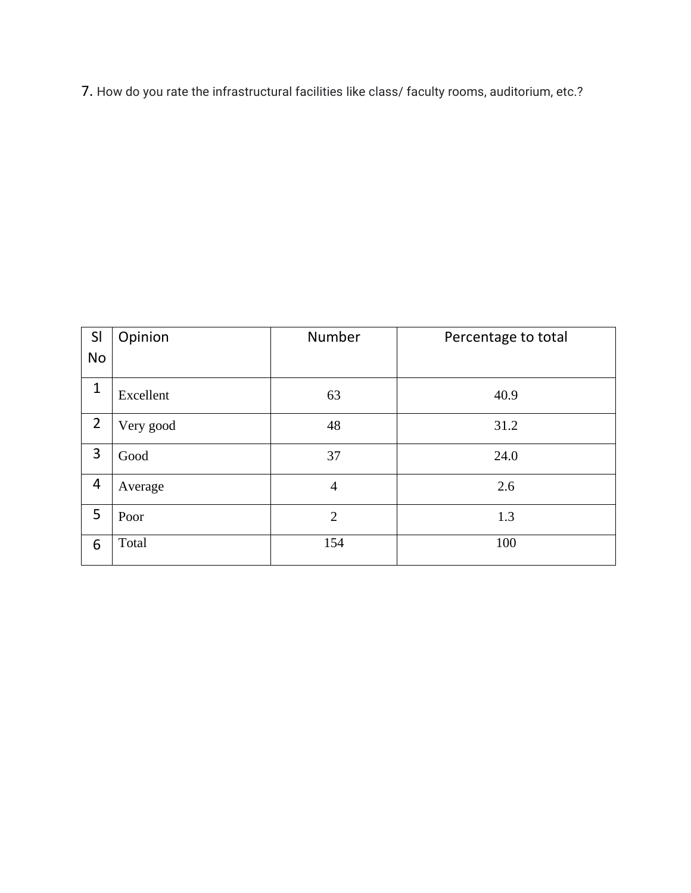7. How do you rate the infrastructural facilities like class/ faculty rooms, auditorium, etc.?

| Sl No | Opinion | Number | Percentage to total |
|---|---|---|---|
| 1 | Excellent | 63 | 40.9 |
| 2 | Very good | 48 | 31.2 |
| 3 | Good | 37 | 24.0 |
| 4 | Average | 4 | 2.6 |
| 5 | Poor | 2 | 1.3 |
| 6 | Total | 154 | 100 |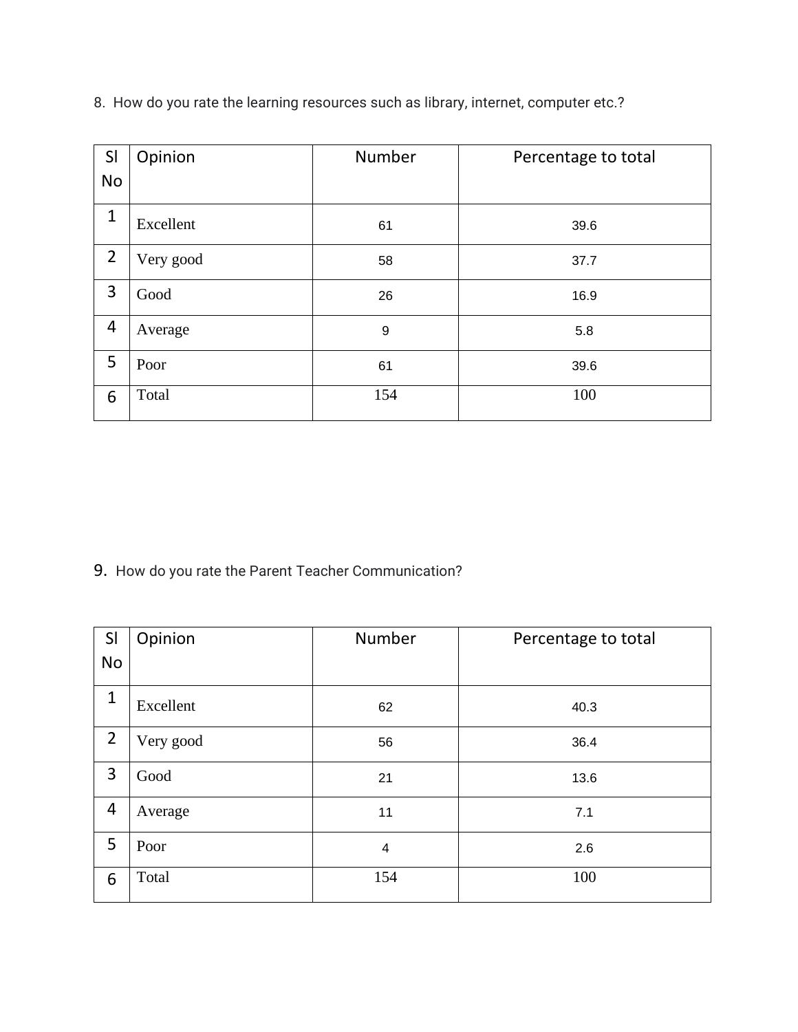8. How do you rate the learning resources such as library, internet, computer etc.?

| Sl No | Opinion | Number | Percentage to total |
|---|---|---|---|
| 1 | Excellent | 61 | 39.6 |
| 2 | Very good | 58 | 37.7 |
| 3 | Good | 26 | 16.9 |
| 4 | Average | 9 | 5.8 |
| 5 | Poor | 61 | 39.6 |
| 6 | Total | 154 | 100 |

9. How do you rate the Parent Teacher Communication?

| Sl No | Opinion | Number | Percentage to total |
|---|---|---|---|
| 1 | Excellent | 62 | 40.3 |
| 2 | Very good | 56 | 36.4 |
| 3 | Good | 21 | 13.6 |
| 4 | Average | 11 | 7.1 |
| 5 | Poor | 4 | 2.6 |
| 6 | Total | 154 | 100 |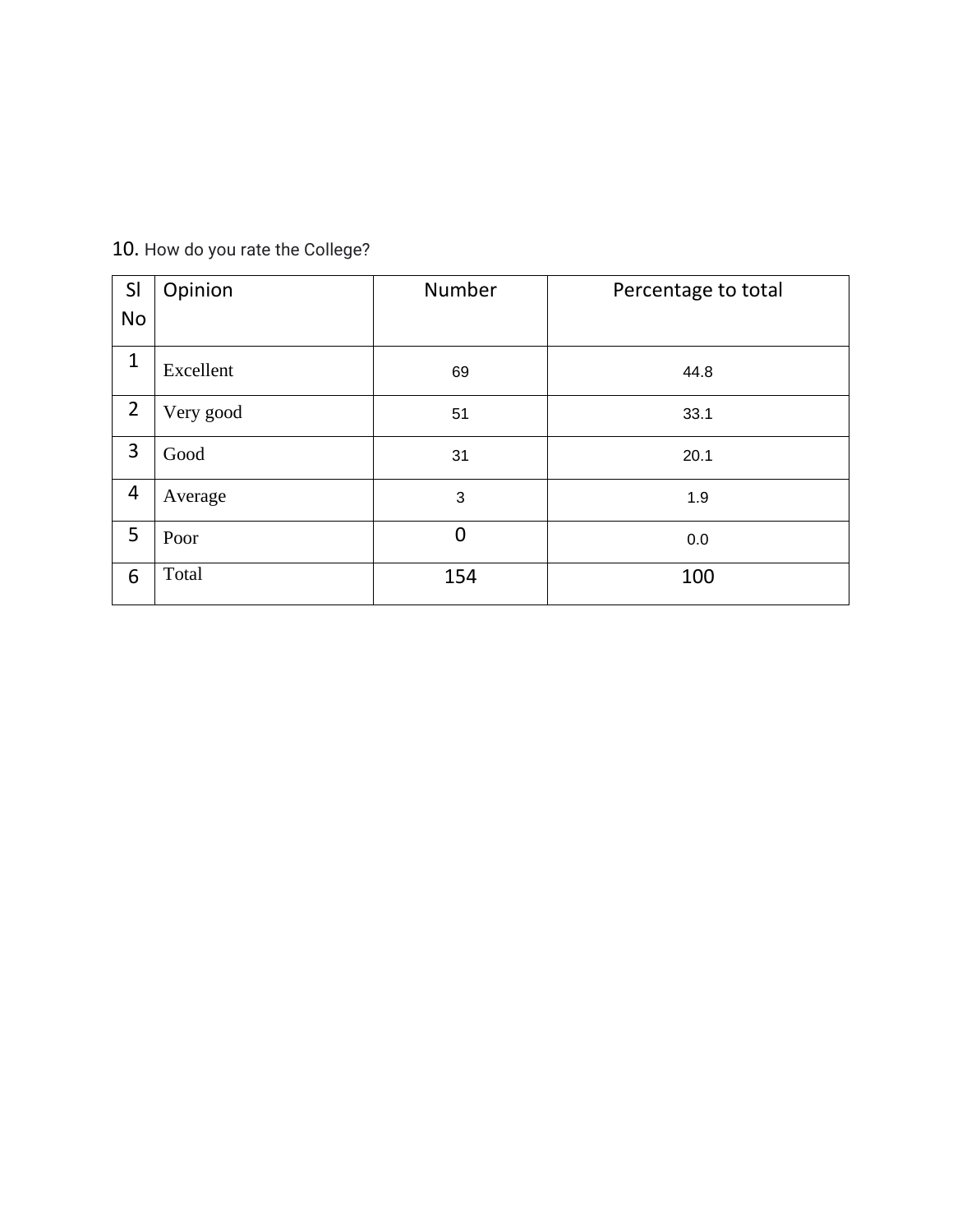10. How do you rate the College?

| Sl No | Opinion | Number | Percentage to total |
|---|---|---|---|
| 1 | Excellent | 69 | 44.8 |
| 2 | Very good | 51 | 33.1 |
| 3 | Good | 31 | 20.1 |
| 4 | Average | 3 | 1.9 |
| 5 | Poor | 0 | 0.0 |
| 6 | Total | 154 | 100 |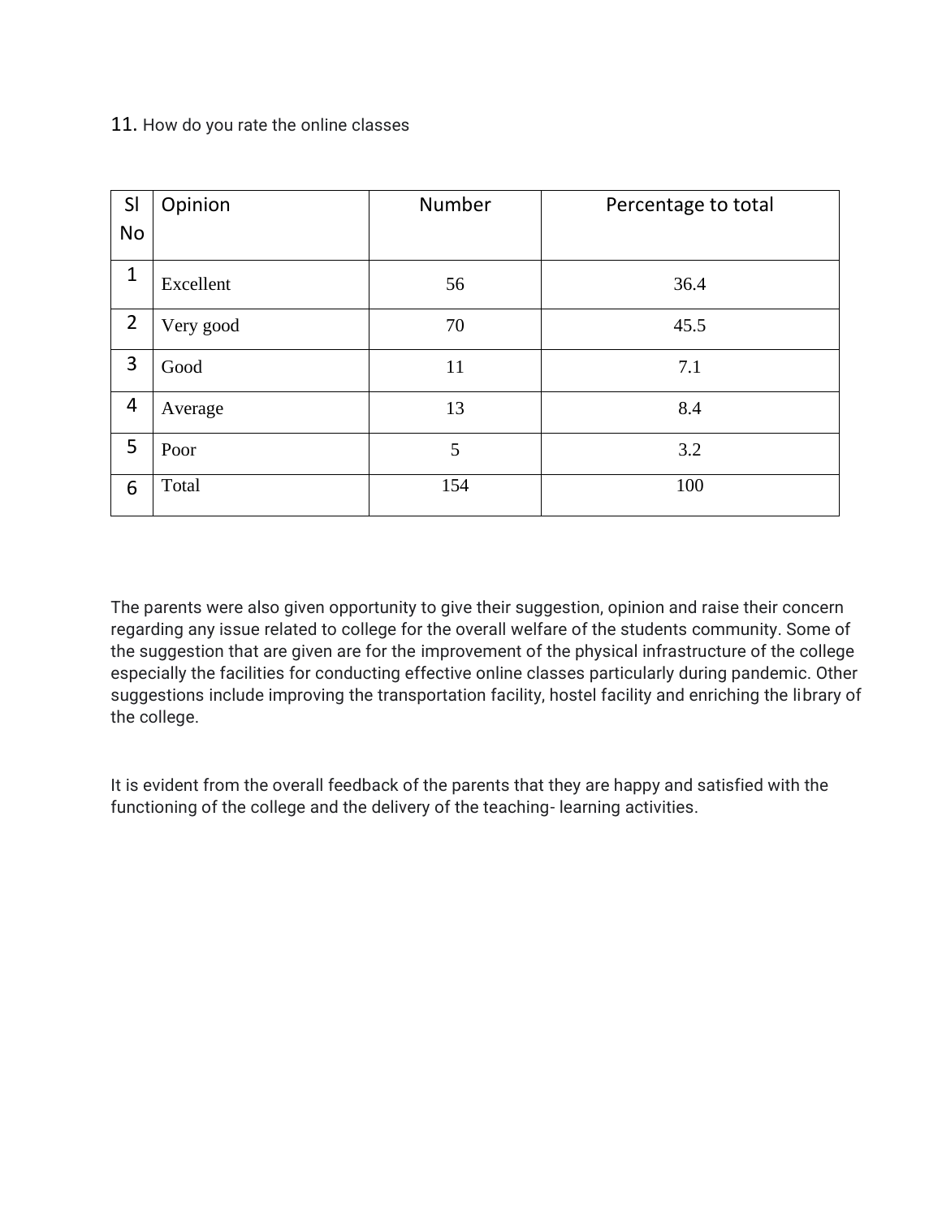11. How do you rate the online classes

| Sl No | Opinion | Number | Percentage to total |
|---|---|---|---|
| 1 | Excellent | 56 | 36.4 |
| 2 | Very good | 70 | 45.5 |
| 3 | Good | 11 | 7.1 |
| 4 | Average | 13 | 8.4 |
| 5 | Poor | 5 | 3.2 |
| 6 | Total | 154 | 100 |

The parents were also given opportunity to give their suggestion, opinion and raise their concern regarding any issue related to college for the overall welfare of the students community. Some of the suggestion that are given are for the improvement of the physical infrastructure of the college especially the facilities for conducting effective online classes particularly during pandemic. Other suggestions include improving the transportation facility, hostel facility and enriching the library of the college.

It is evident from the overall feedback of the parents that they are happy and satisfied with the functioning of the college and the delivery of the teaching- learning activities.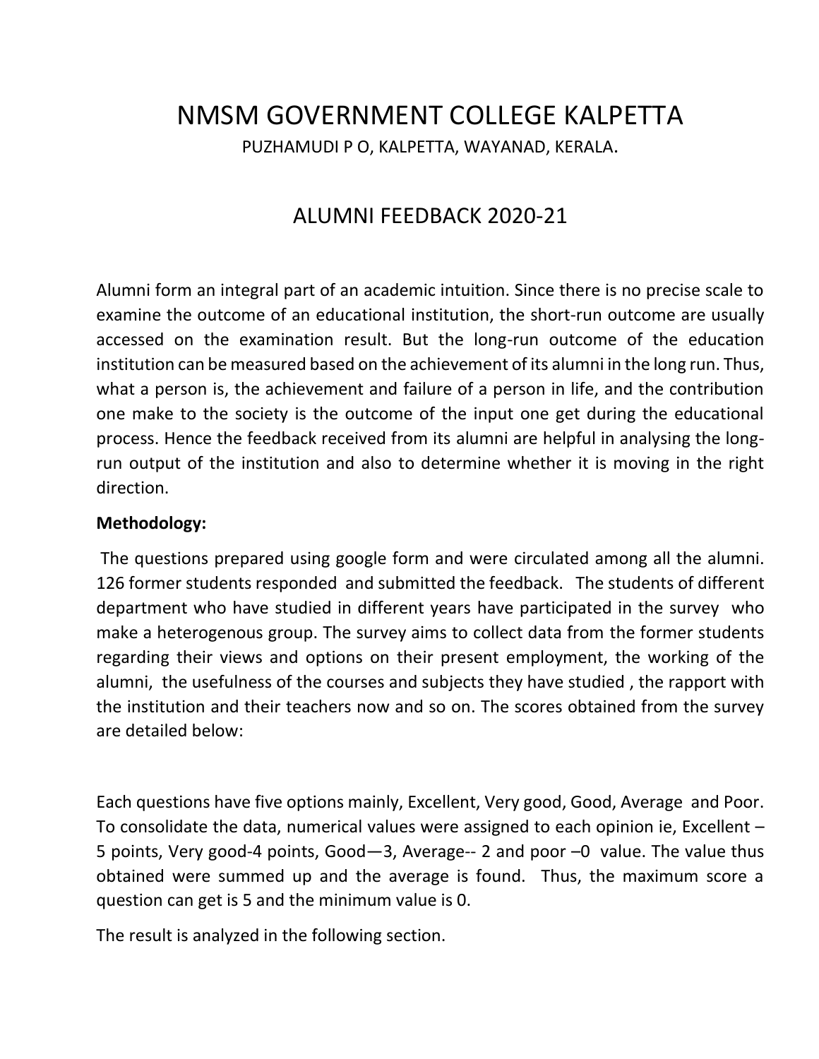# NMSM GOVERNMENT COLLEGE KALPETTA

PUZHAMUDI P O, KALPETTA, WAYANAD, KERALA.

## ALUMNI FEEDBACK 2020-21

Alumni form an integral part of an academic intuition. Since there is no precise scale to examine the outcome of an educational institution, the short-run outcome are usually accessed on the examination result. But the long-run outcome of the education institution can be measured based on the achievement of its alumni in the long run. Thus, what a person is, the achievement and failure of a person in life, and the contribution one make to the society is the outcome of the input one get during the educational process. Hence the feedback received from its alumni are helpful in analysing the long-run output of the institution and also to determine whether it is moving in the right direction.

**Methodology:**

The questions prepared using google form and were circulated among all the alumni. 126 former students responded and submitted the feedback. The students of different department who have studied in different years have participated in the survey who make a heterogenous group. The survey aims to collect data from the former students regarding their views and options on their present employment, the working of the alumni, the usefulness of the courses and subjects they have studied , the rapport with the institution and their teachers now and so on. The scores obtained from the survey are detailed below:

Each questions have five options mainly, Excellent, Very good, Good, Average and Poor. To consolidate the data, numerical values were assigned to each opinion ie, Excellent – 5 points, Very good-4 points, Good—3, Average-- 2 and poor –0 value. The value thus obtained were summed up and the average is found. Thus, the maximum score a question can get is 5 and the minimum value is 0.

The result is analyzed in the following section.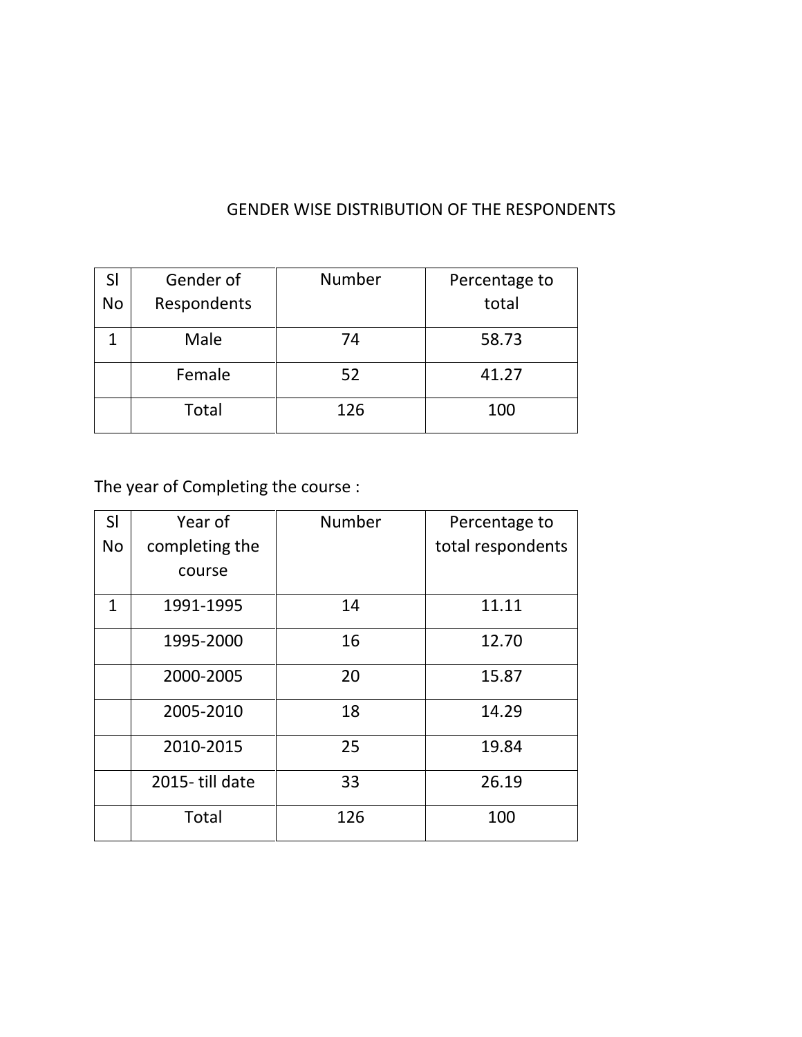## GENDER WISE DISTRIBUTION OF THE RESPONDENTS

| Sl No | Gender of Respondents | Number | Percentage to total |
|---|---|---|---|
| 1 | Male | 74 | 58.73 |
| | Female | 52 | 41.27 |
| | Total | 126 | 100 |

The year of Completing the course :

| Sl No | Year of completing the course | Number | Percentage to total respondents |
|---|---|---|---|
| 1 | 1991-1995 | 14 | 11.11 |
| | 1995-2000 | 16 | 12.70 |
| | 2000-2005 | 20 | 15.87 |
| | 2005-2010 | 18 | 14.29 |
| | 2010-2015 | 25 | 19.84 |
| | 2015- till date | 33 | 26.19 |
| | Total | 126 | 100 |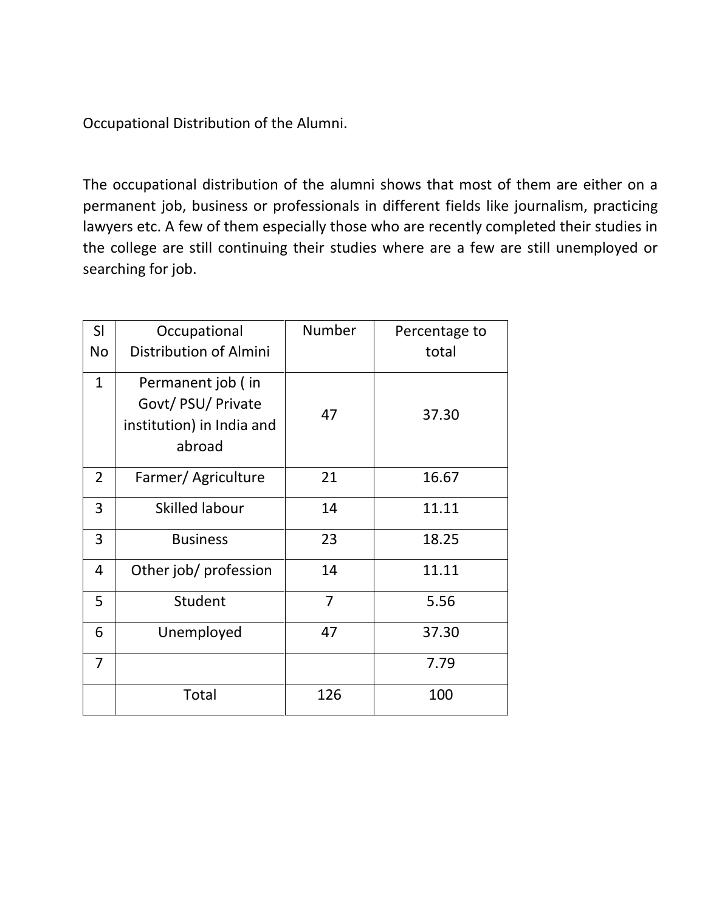Occupational Distribution of the Alumni.

The occupational distribution of the alumni shows that most of them are either on a permanent job, business or professionals in different fields like journalism, practicing lawyers etc. A few of them especially those who are recently completed their studies in the college are still continuing their studies where are a few are still unemployed or searching for job.

| Sl No | Occupational Distribution of Almini | Number | Percentage to total |
|---|---|---|---|
| 1 | Permanent job ( in Govt/ PSU/ Private institution) in India and abroad | 47 | 37.30 |
| 2 | Farmer/ Agriculture | 21 | 16.67 |
| 3 | Skilled labour | 14 | 11.11 |
| 3 | Business | 23 | 18.25 |
| 4 | Other job/ profession | 14 | 11.11 |
| 5 | Student | 7 | 5.56 |
| 6 | Unemployed | 47 | 37.30 |
| 7 | | | 7.79 |
| | Total | 126 | 100 |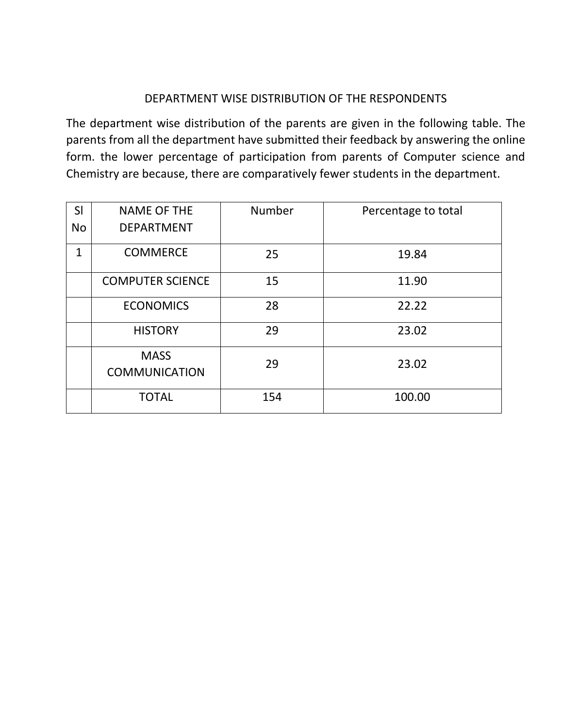## DEPARTMENT WISE DISTRIBUTION OF THE RESPONDENTS

The department wise distribution of the parents are given in the following table. The parents from all the department have submitted their feedback by answering the online form. the lower percentage of participation from parents of Computer science and Chemistry are because, there are comparatively fewer students in the department.

| Sl No | NAME OF THE DEPARTMENT | Number | Percentage to total |
|---|---|---|---|
| 1 | COMMERCE | 25 | 19.84 |
| | COMPUTER SCIENCE | 15 | 11.90 |
| | ECONOMICS | 28 | 22.22 |
| | HISTORY | 29 | 23.02 |
| | MASS COMMUNICATION | 29 | 23.02 |
| | TOTAL | 154 | 100.00 |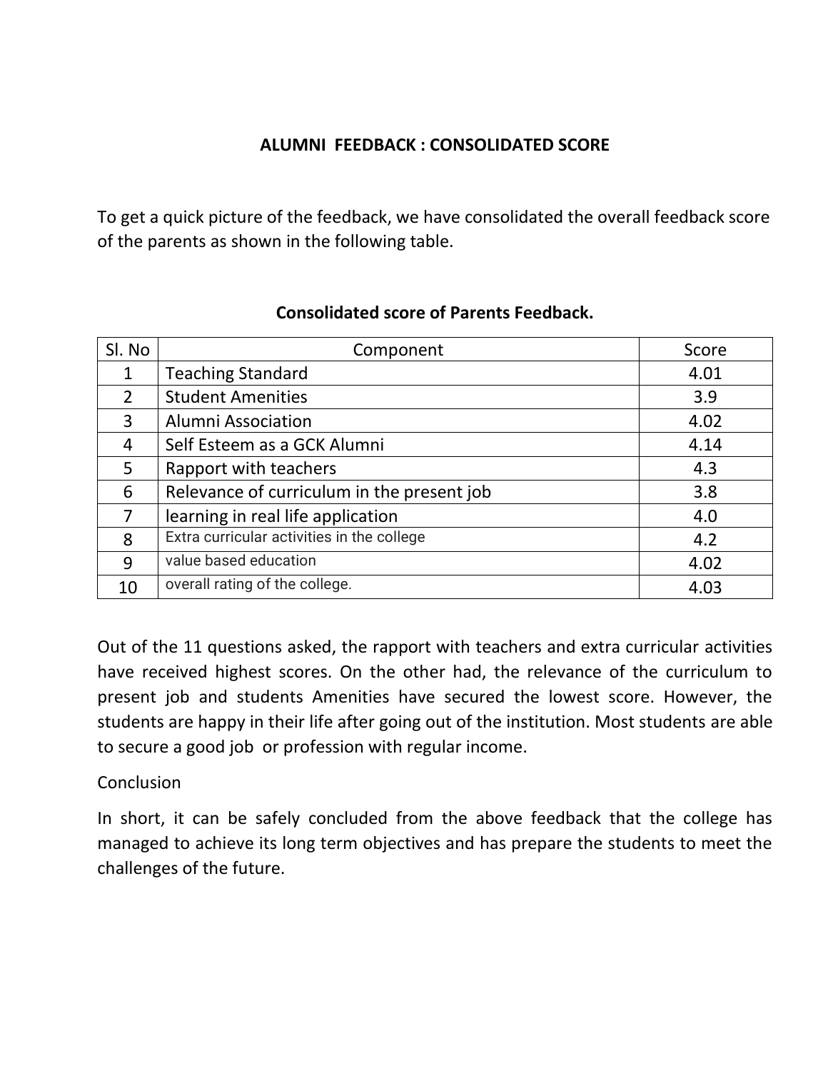## ALUMNI FEEDBACK : CONSOLIDATED SCORE

To get a quick picture of the feedback, we have consolidated the overall feedback score of the parents as shown in the following table.

**Consolidated score of Parents Feedback.**

| Sl. No | Component | Score |
|---|---|---|
| 1 | Teaching Standard | 4.01 |
| 2 | Student Amenities | 3.9 |
| 3 | Alumni Association | 4.02 |
| 4 | Self Esteem as a GCK Alumni | 4.14 |
| 5 | Rapport with teachers | 4.3 |
| 6 | Relevance of curriculum in the present job | 3.8 |
| 7 | learning in real life application | 4.0 |
| 8 | Extra curricular activities in the college | 4.2 |
| 9 | value based education | 4.02 |
| 10 | overall rating of the college. | 4.03 |

Out of the 11 questions asked, the rapport with teachers and extra curricular activities have received highest scores. On the other had, the relevance of the curriculum to present job and students Amenities have secured the lowest score. However, the students are happy in their life after going out of the institution. Most students are able to secure a good job or profession with regular income.

Conclusion

In short, it can be safely concluded from the above feedback that the college has managed to achieve its long term objectives and has prepare the students to meet the challenges of the future.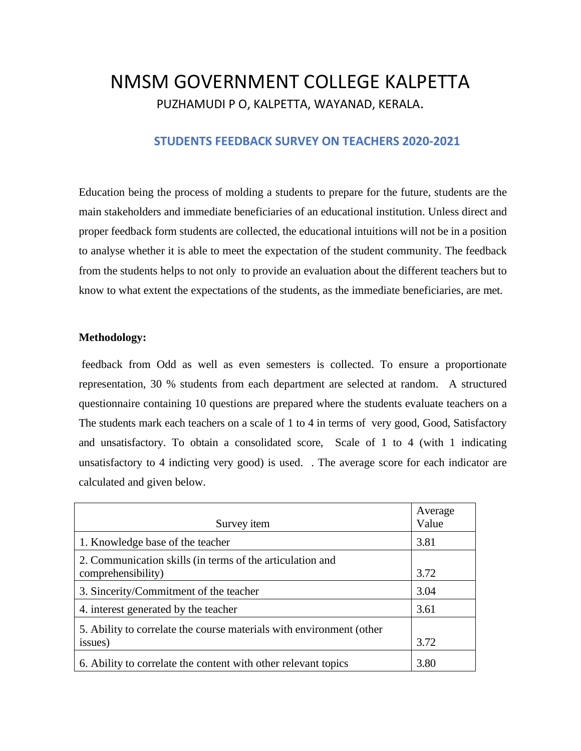# NMSM GOVERNMENT COLLEGE KALPETTA

PUZHAMUDI P O, KALPETTA, WAYANAD, KERALA.

## STUDENTS FEEDBACK SURVEY ON TEACHERS 2020-2021

Education being the process of molding a students to prepare for the future, students are the main stakeholders and immediate beneficiaries of an educational institution. Unless direct and proper feedback form students are collected, the educational intuitions will not be in a position to analyse whether it is able to meet the expectation of the student community. The feedback from the students helps to not only to provide an evaluation about the different teachers but to know to what extent the expectations of the students, as the immediate beneficiaries, are met.

**Methodology:**

feedback from Odd as well as even semesters is collected. To ensure a proportionate representation, 30 % students from each department are selected at random. A structured questionnaire containing 10 questions are prepared where the students evaluate teachers on a The students mark each teachers on a scale of 1 to 4 in terms of very good, Good, Satisfactory and unsatisfactory. To obtain a consolidated score, Scale of 1 to 4 (with 1 indicating unsatisfactory to 4 indicting very good) is used. . The average score for each indicator are calculated and given below.

| Survey item | Average Value |
|---|---|
| 1. Knowledge base of the teacher | 3.81 |
| 2. Communication skills (in terms of the articulation and comprehensibility) | 3.72 |
| 3. Sincerity/Commitment of the teacher | 3.04 |
| 4. interest generated by the teacher | 3.61 |
| 5. Ability to correlate the course materials with environment (other issues) | 3.72 |
| 6. Ability to correlate the content with other relevant topics | 3.80 |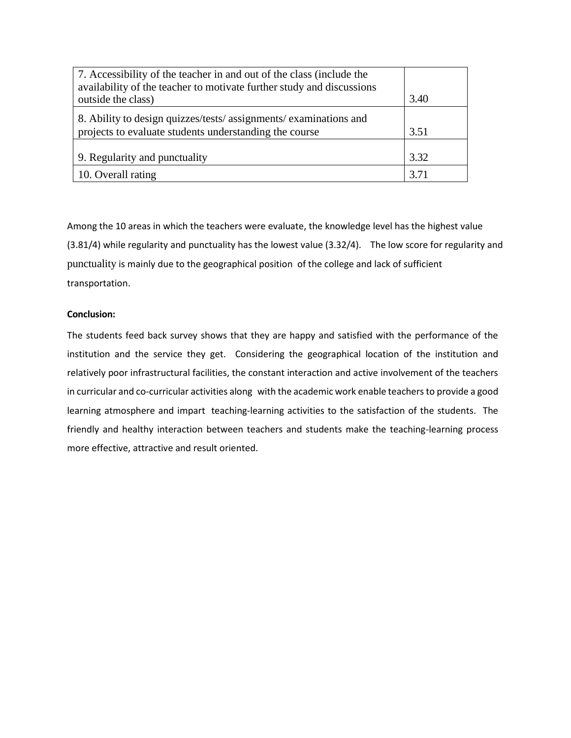| | |
|---|---|
| 7. Accessibility of the teacher in and out of the class (include the availability of the teacher to motivate further study and discussions outside the class) | 3.40 |
| 8. Ability to design quizzes/tests/ assignments/ examinations and projects to evaluate students understanding the course | 3.51 |
| 9. Regularity and punctuality | 3.32 |
| 10. Overall rating | 3.71 |

Among the 10 areas in which the teachers were evaluate, the knowledge level has the highest value (3.81/4) while regularity and punctuality has the lowest value (3.32/4). The low score for regularity and punctuality is mainly due to the geographical position of the college and lack of sufficient transportation.

**Conclusion:**

The students feed back survey shows that they are happy and satisfied with the performance of the institution and the service they get. Considering the geographical location of the institution and relatively poor infrastructural facilities, the constant interaction and active involvement of the teachers in curricular and co-curricular activities along with the academic work enable teachers to provide a good learning atmosphere and impart teaching-learning activities to the satisfaction of the students. The friendly and healthy interaction between teachers and students make the teaching-learning process more effective, attractive and result oriented.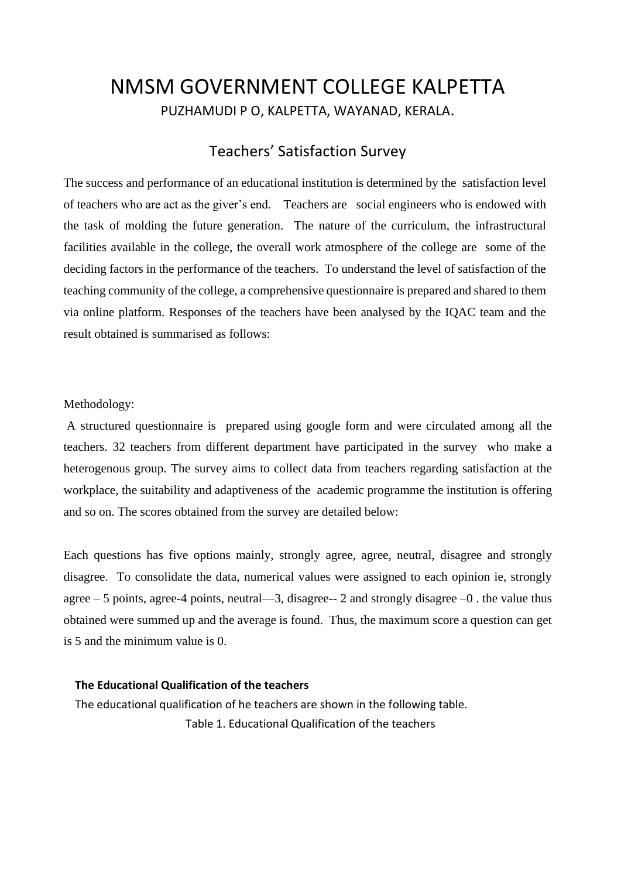# NMSM GOVERNMENT COLLEGE KALPETTA

PUZHAMUDI P O, KALPETTA, WAYANAD, KERALA.

## Teachers' Satisfaction Survey

The success and performance of an educational institution is determined by the satisfaction level of teachers who are act as the giver's end. Teachers are social engineers who is endowed with the task of molding the future generation. The nature of the curriculum, the infrastructural facilities available in the college, the overall work atmosphere of the college are some of the deciding factors in the performance of the teachers. To understand the level of satisfaction of the teaching community of the college, a comprehensive questionnaire is prepared and shared to them via online platform. Responses of the teachers have been analysed by the IQAC team and the result obtained is summarised as follows:

Methodology:

A structured questionnaire is prepared using google form and were circulated among all the teachers. 32 teachers from different department have participated in the survey who make a heterogenous group. The survey aims to collect data from teachers regarding satisfaction at the workplace, the suitability and adaptiveness of the academic programme the institution is offering and so on. The scores obtained from the survey are detailed below:

Each questions has five options mainly, strongly agree, agree, neutral, disagree and strongly disagree. To consolidate the data, numerical values were assigned to each opinion ie, strongly agree – 5 points, agree-4 points, neutral—3, disagree-- 2 and strongly disagree –0 . the value thus obtained were summed up and the average is found. Thus, the maximum score a question can get is 5 and the minimum value is 0.

**The Educational Qualification of the teachers**

The educational qualification of he teachers are shown in the following table.

Table 1. Educational Qualification of the teachers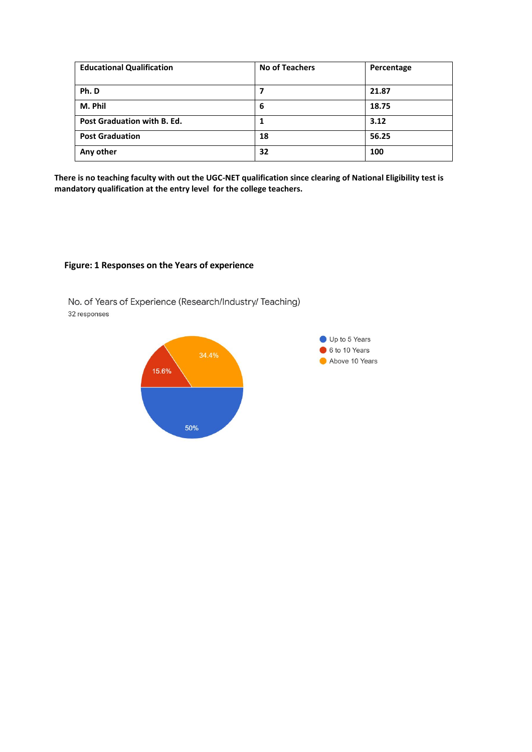| Educational Qualification | No of Teachers | Percentage |
|---|---|---|
| Ph. D | 7 | 21.87 |
| M. Phil | 6 | 18.75 |
| Post Graduation with B. Ed. | 1 | 3.12 |
| Post Graduation | 18 | 56.25 |
| Any other | 32 | 100 |

**There is no teaching faculty with out the UGC-NET qualification since clearing of National Eligibility test is mandatory qualification at the entry level for the college teachers.**

**Figure: 1 Responses on the Years of experience**

No. of Years of Experience (Research/Industry/ Teaching)

32 responses

- Up to 5 Years: 50%
- 6 to 10 Years: 15.6%
- Above 10 Years: 34.4%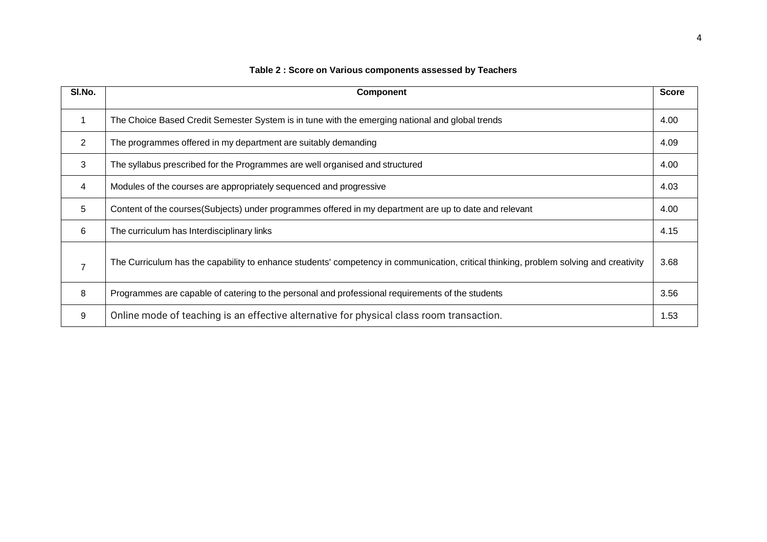**Table 2 : Score on Various components assessed by Teachers**

| Sl.No. | Component | Score |
|---|---|---|
| 1 | The Choice Based Credit Semester System is in tune with the emerging national and global trends | 4.00 |
| 2 | The programmes offered in my department are suitably demanding | 4.09 |
| 3 | The syllabus prescribed for the Programmes are well organised and structured | 4.00 |
| 4 | Modules of the courses are appropriately sequenced and progressive | 4.03 |
| 5 | Content of the courses(Subjects) under programmes offered in my department are up to date and relevant | 4.00 |
| 6 | The curriculum has Interdisciplinary links | 4.15 |
| 7 | The Curriculum has the capability to enhance students' competency in communication, critical thinking, problem solving and creativity | 3.68 |
| 8 | Programmes are capable of catering to the personal and professional requirements of the students | 3.56 |
| 9 | Online mode of teaching is an effective alternative for physical class room transaction. | 1.53 |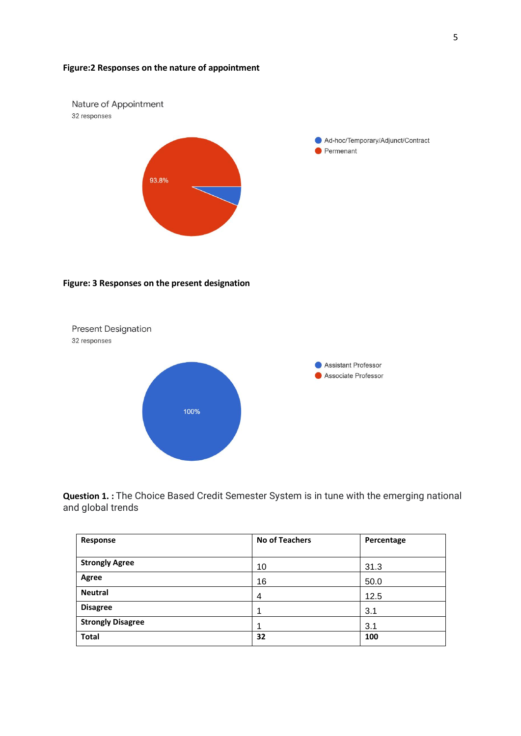**Figure:2 Responses on the nature of appointment**

Nature of Appointment
32 responses

- Ad-hoc/Temporary/Adjunct/Contract
- Permenant

93.8%

**Figure: 3 Responses on the present designation**

Present Designation
32 responses

- Assistant Professor
- Associate Professor

100%

**Question 1. :** The Choice Based Credit Semester System is in tune with the emerging national and global trends

| Response | No of Teachers | Percentage |
| --- | --- | --- |
| **Strongly Agree** | 10 | 31.3 |
| **Agree** | 16 | 50.0 |
| **Neutral** | 4 | 12.5 |
| **Disagree** | 1 | 3.1 |
| **Strongly Disagree** | 1 | 3.1 |
| **Total** | **32** | **100** |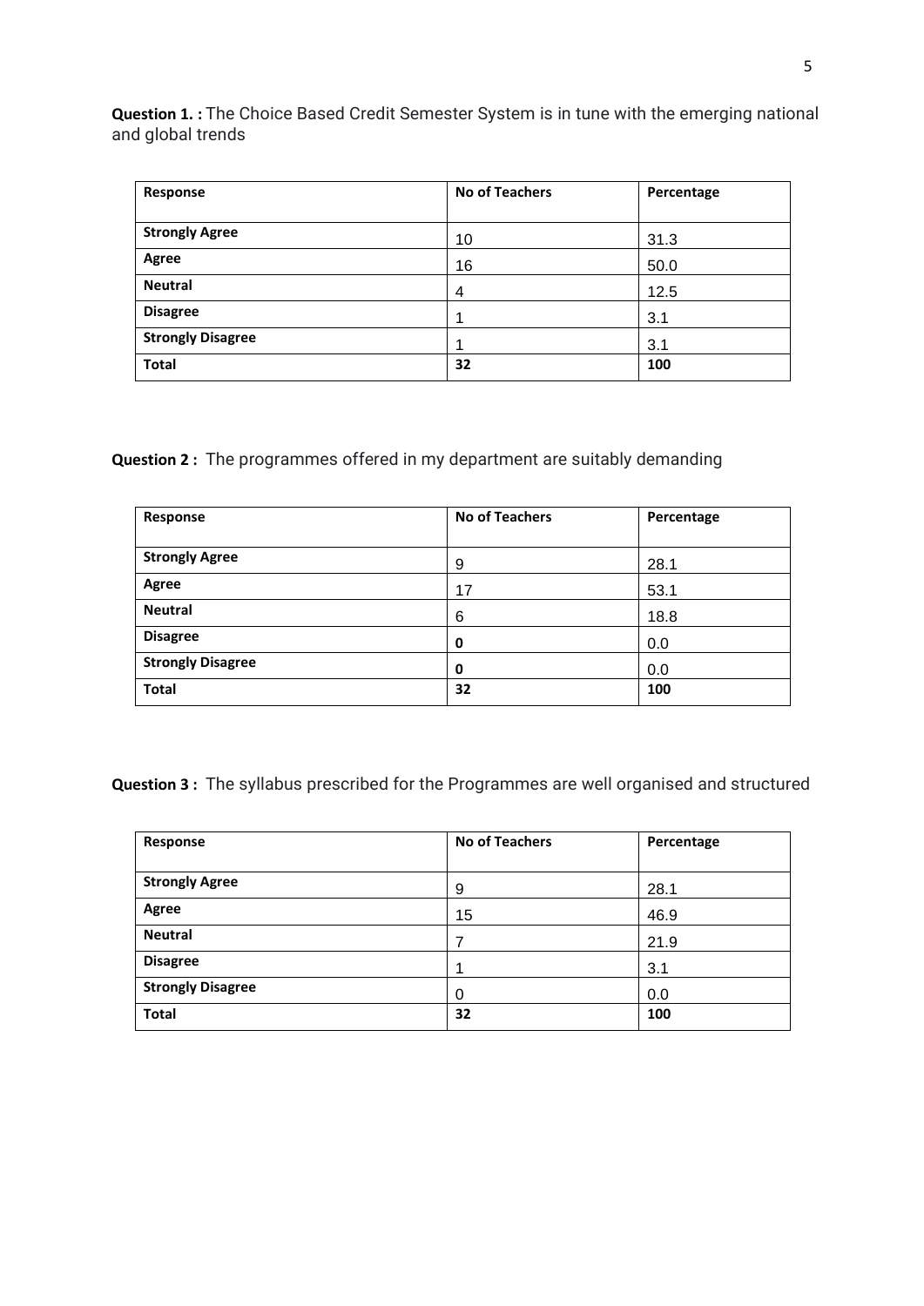**Question 1. :** The Choice Based Credit Semester System is in tune with the emerging national and global trends

| Response | No of Teachers | Percentage |
|---|---|---|
| **Strongly Agree** | 10 | 31.3 |
| **Agree** | 16 | 50.0 |
| **Neutral** | 4 | 12.5 |
| **Disagree** | 1 | 3.1 |
| **Strongly Disagree** | 1 | 3.1 |
| **Total** | **32** | **100** |

**Question 2 :** The programmes offered in my department are suitably demanding

| Response | No of Teachers | Percentage |
|---|---|---|
| **Strongly Agree** | 9 | 28.1 |
| **Agree** | 17 | 53.1 |
| **Neutral** | 6 | 18.8 |
| **Disagree** | **0** | 0.0 |
| **Strongly Disagree** | **0** | 0.0 |
| **Total** | **32** | **100** |

**Question 3 :** The syllabus prescribed for the Programmes are well organised and structured

| Response | No of Teachers | Percentage |
|---|---|---|
| **Strongly Agree** | 9 | 28.1 |
| **Agree** | 15 | 46.9 |
| **Neutral** | 7 | 21.9 |
| **Disagree** | 1 | 3.1 |
| **Strongly Disagree** | 0 | 0.0 |
| **Total** | **32** | **100** |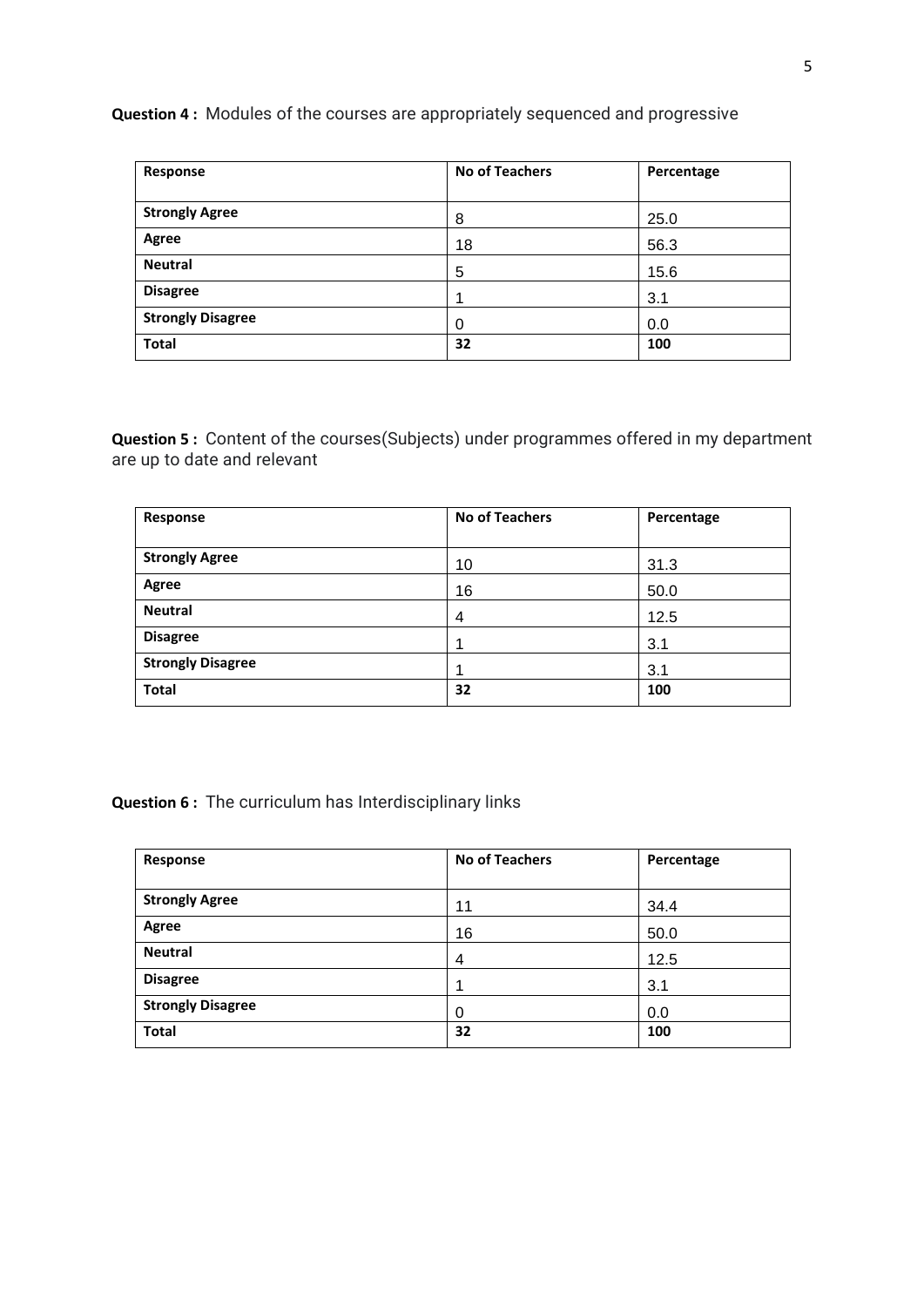**Question 4 :** Modules of the courses are appropriately sequenced and progressive

| Response | No of Teachers | Percentage |
|---|---|---|
| **Strongly Agree** | 8 | 25.0 |
| **Agree** | 18 | 56.3 |
| **Neutral** | 5 | 15.6 |
| **Disagree** | 1 | 3.1 |
| **Strongly Disagree** | 0 | 0.0 |
| **Total** | **32** | **100** |

**Question 5 :** Content of the courses(Subjects) under programmes offered in my department are up to date and relevant

| Response | No of Teachers | Percentage |
|---|---|---|
| **Strongly Agree** | 10 | 31.3 |
| **Agree** | 16 | 50.0 |
| **Neutral** | 4 | 12.5 |
| **Disagree** | 1 | 3.1 |
| **Strongly Disagree** | 1 | 3.1 |
| **Total** | **32** | **100** |

**Question 6 :** The curriculum has Interdisciplinary links

| Response | No of Teachers | Percentage |
|---|---|---|
| **Strongly Agree** | 11 | 34.4 |
| **Agree** | 16 | 50.0 |
| **Neutral** | 4 | 12.5 |
| **Disagree** | 1 | 3.1 |
| **Strongly Disagree** | 0 | 0.0 |
| **Total** | **32** | **100** |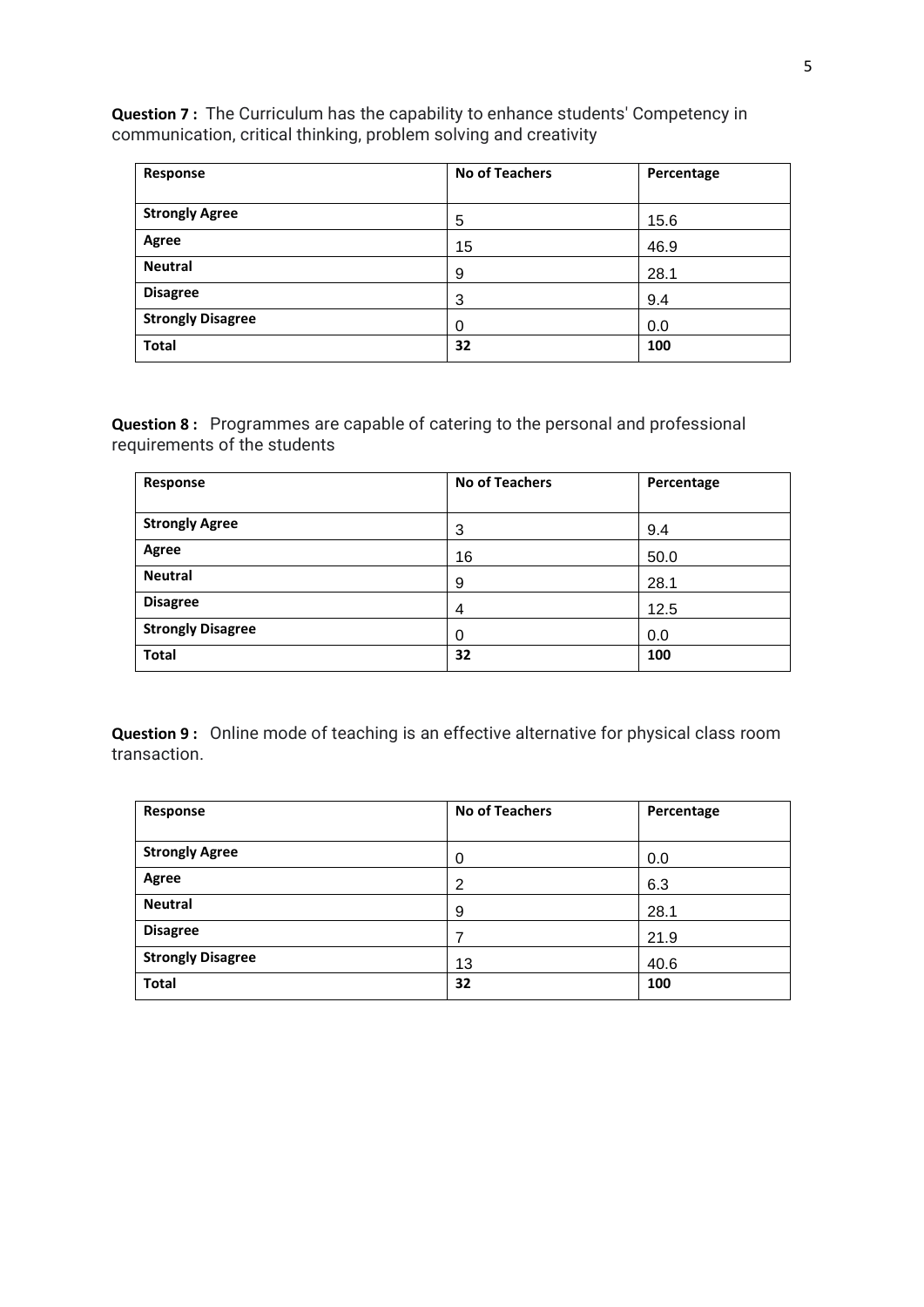**Question 7 :** The Curriculum has the capability to enhance students' Competency in communication, critical thinking, problem solving and creativity

| Response | No of Teachers | Percentage |
|---|---|---|
| **Strongly Agree** | 5 | 15.6 |
| **Agree** | 15 | 46.9 |
| **Neutral** | 9 | 28.1 |
| **Disagree** | 3 | 9.4 |
| **Strongly Disagree** | 0 | 0.0 |
| **Total** | **32** | **100** |

**Question 8 :** Programmes are capable of catering to the personal and professional requirements of the students

| Response | No of Teachers | Percentage |
|---|---|---|
| **Strongly Agree** | 3 | 9.4 |
| **Agree** | 16 | 50.0 |
| **Neutral** | 9 | 28.1 |
| **Disagree** | 4 | 12.5 |
| **Strongly Disagree** | 0 | 0.0 |
| **Total** | **32** | **100** |

**Question 9 :** Online mode of teaching is an effective alternative for physical class room transaction.

| Response | No of Teachers | Percentage |
|---|---|---|
| **Strongly Agree** | 0 | 0.0 |
| **Agree** | 2 | 6.3 |
| **Neutral** | 9 | 28.1 |
| **Disagree** | 7 | 21.9 |
| **Strongly Disagree** | 13 | 40.6 |
| **Total** | **32** | **100** |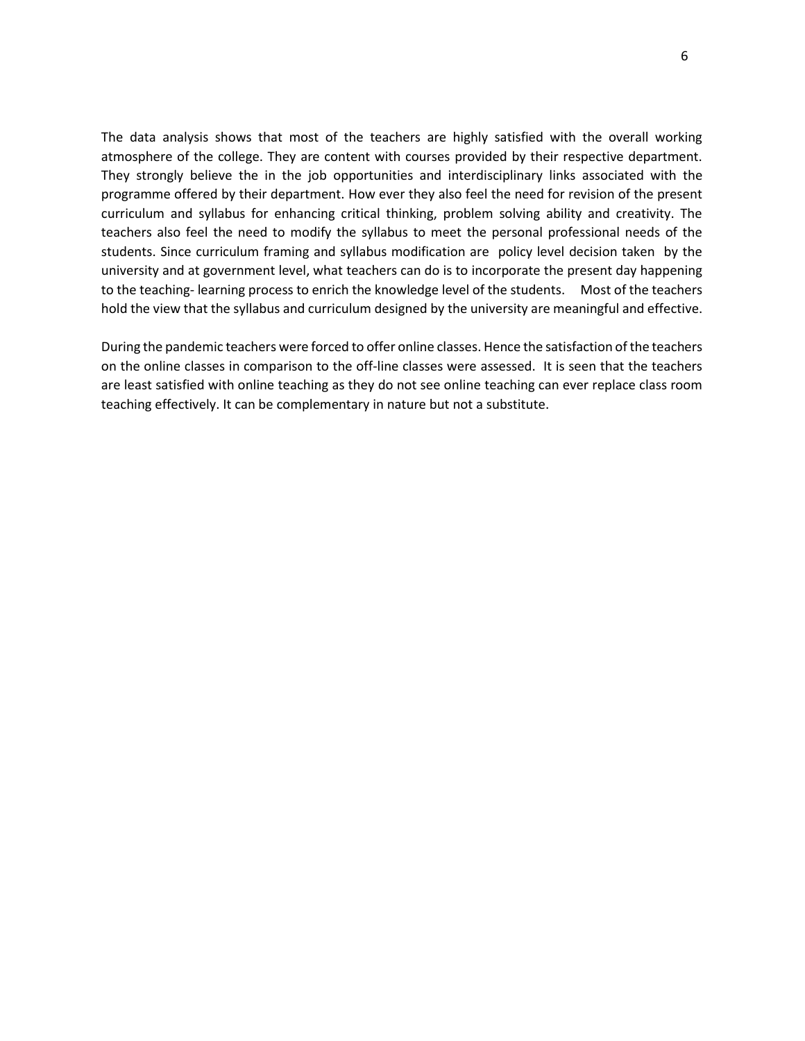The data analysis shows that most of the teachers are highly satisfied with the overall working atmosphere of the college. They are content with courses provided by their respective department. They strongly believe the in the job opportunities and interdisciplinary links associated with the programme offered by their department. How ever they also feel the need for revision of the present curriculum and syllabus for enhancing critical thinking, problem solving ability and creativity. The teachers also feel the need to modify the syllabus to meet the personal professional needs of the students. Since curriculum framing and syllabus modification are policy level decision taken by the university and at government level, what teachers can do is to incorporate the present day happening to the teaching- learning process to enrich the knowledge level of the students. Most of the teachers hold the view that the syllabus and curriculum designed by the university are meaningful and effective.

During the pandemic teachers were forced to offer online classes. Hence the satisfaction of the teachers on the online classes in comparison to the off-line classes were assessed. It is seen that the teachers are least satisfied with online teaching as they do not see online teaching can ever replace class room teaching effectively. It can be complementary in nature but not a substitute.